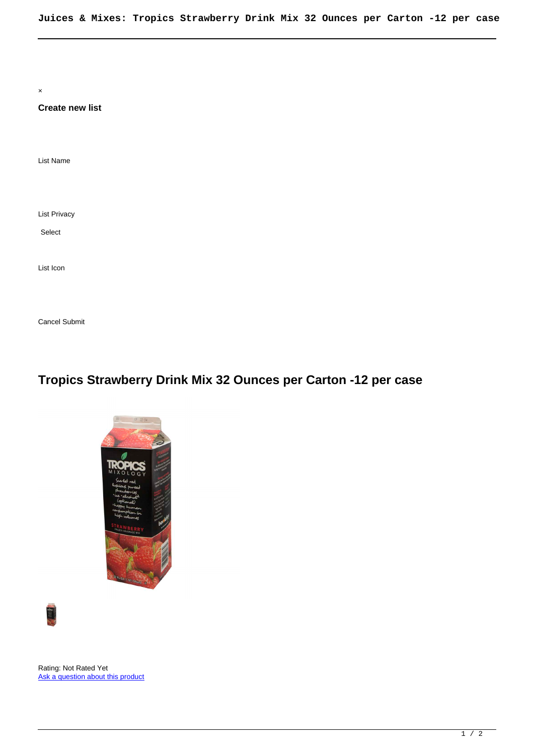×

**Create new list**

List Name

List Privacy

Select

List Icon

Cancel Submit

# Tropics Strawberry Drink Mix 32 Ounces per Carton -12 per case

Rating: Not Rated Yet
[Ask a question about this product]()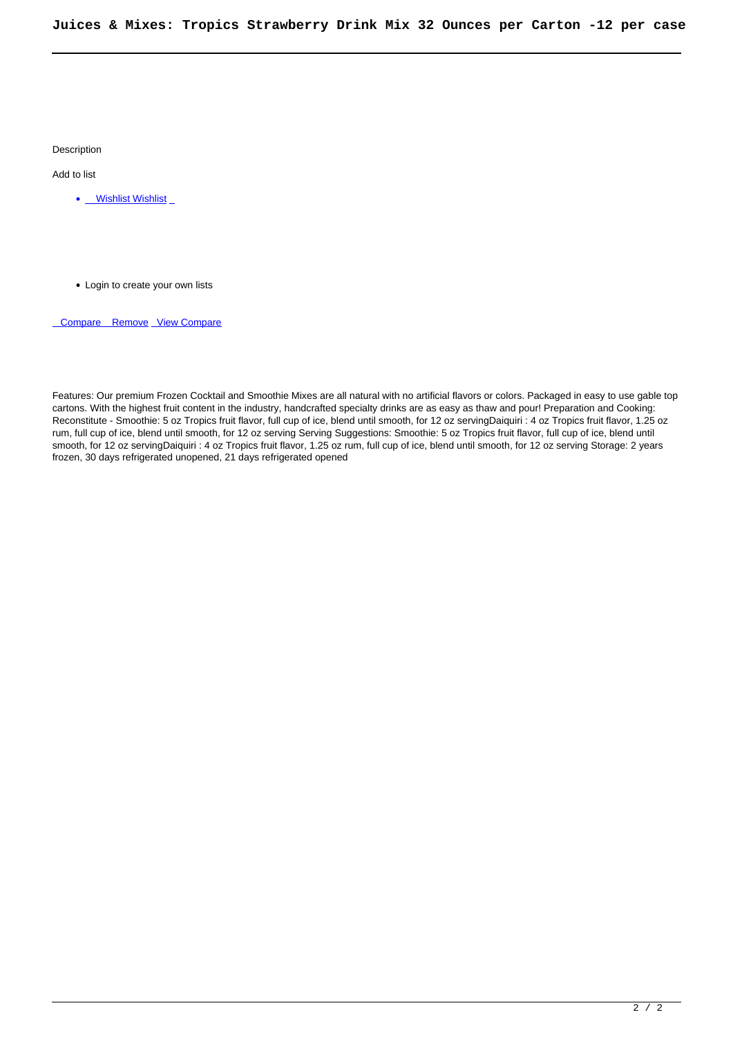Description

Add to list

- Wishlist Wishlist

- Login to create your own lists

Compare Remove View Compare

Features: Our premium Frozen Cocktail and Smoothie Mixes are all natural with no artificial flavors or colors. Packaged in easy to use gable top cartons. With the highest fruit content in the industry, handcrafted specialty drinks are as easy as thaw and pour! Preparation and Cooking: Reconstitute - Smoothie: 5 oz Tropics fruit flavor, full cup of ice, blend until smooth, for 12 oz servingDaiquiri : 4 oz Tropics fruit flavor, 1.25 oz rum, full cup of ice, blend until smooth, for 12 oz serving Serving Suggestions: Smoothie: 5 oz Tropics fruit flavor, full cup of ice, blend until smooth, for 12 oz servingDaiquiri : 4 oz Tropics fruit flavor, 1.25 oz rum, full cup of ice, blend until smooth, for 12 oz serving Storage: 2 years frozen, 30 days refrigerated unopened, 21 days refrigerated opened